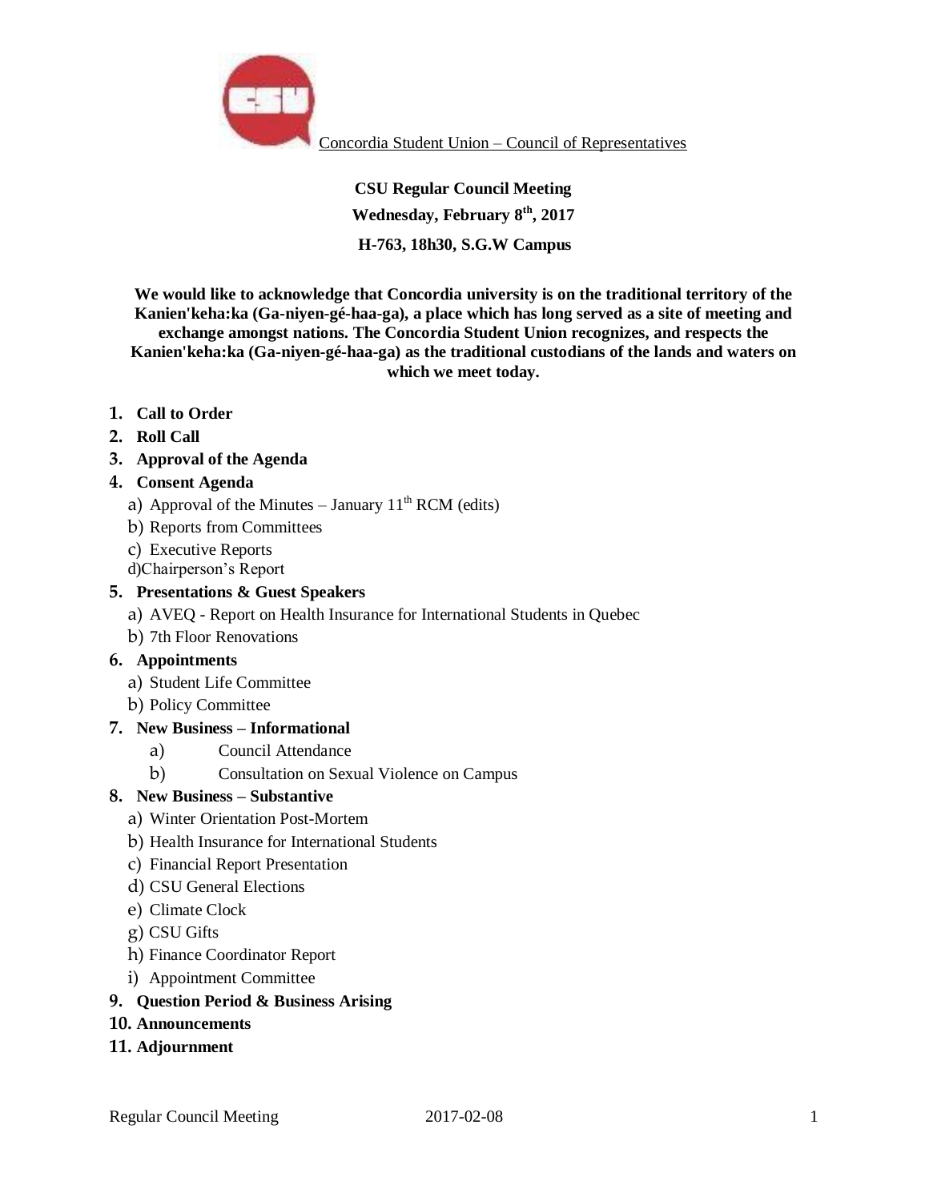Concordia Student Union – Council of Representatives

**CSU Regular Council Meeting**

**Wednesday, February 8th, 2017**

**H-763, 18h30, S.G.W Campus**

**We would like to acknowledge that Concordia university is on the traditional territory of the Kanien'keha:ka (Ga-niyen-gé-haa-ga), a place which has long served as a site of meeting and exchange amongst nations. The Concordia Student Union recognizes, and respects the Kanien'keha:ka (Ga-niyen-gé-haa-ga) as the traditional custodians of the lands and waters on which we meet today.**

1. **Call to Order**
2. **Roll Call**
3. **Approval of the Agenda**
4. **Consent Agenda**
   a) Approval of the Minutes – January 11th RCM (edits)
   b) Reports from Committees
   c) Executive Reports
   d) Chairperson's Report
5. **Presentations & Guest Speakers**
   a) AVEQ - Report on Health Insurance for International Students in Quebec
   b) 7th Floor Renovations
6. **Appointments**
   a) Student Life Committee
   b) Policy Committee
7. **New Business – Informational**
   a) Council Attendance
   b) Consultation on Sexual Violence on Campus
8. **New Business – Substantive**
   a) Winter Orientation Post-Mortem
   b) Health Insurance for International Students
   c) Financial Report Presentation
   d) CSU General Elections
   e) Climate Clock
   g) CSU Gifts
   h) Finance Coordinator Report
   i) Appointment Committee
9. **Question Period & Business Arising**
10. **Announcements**
11. **Adjournment**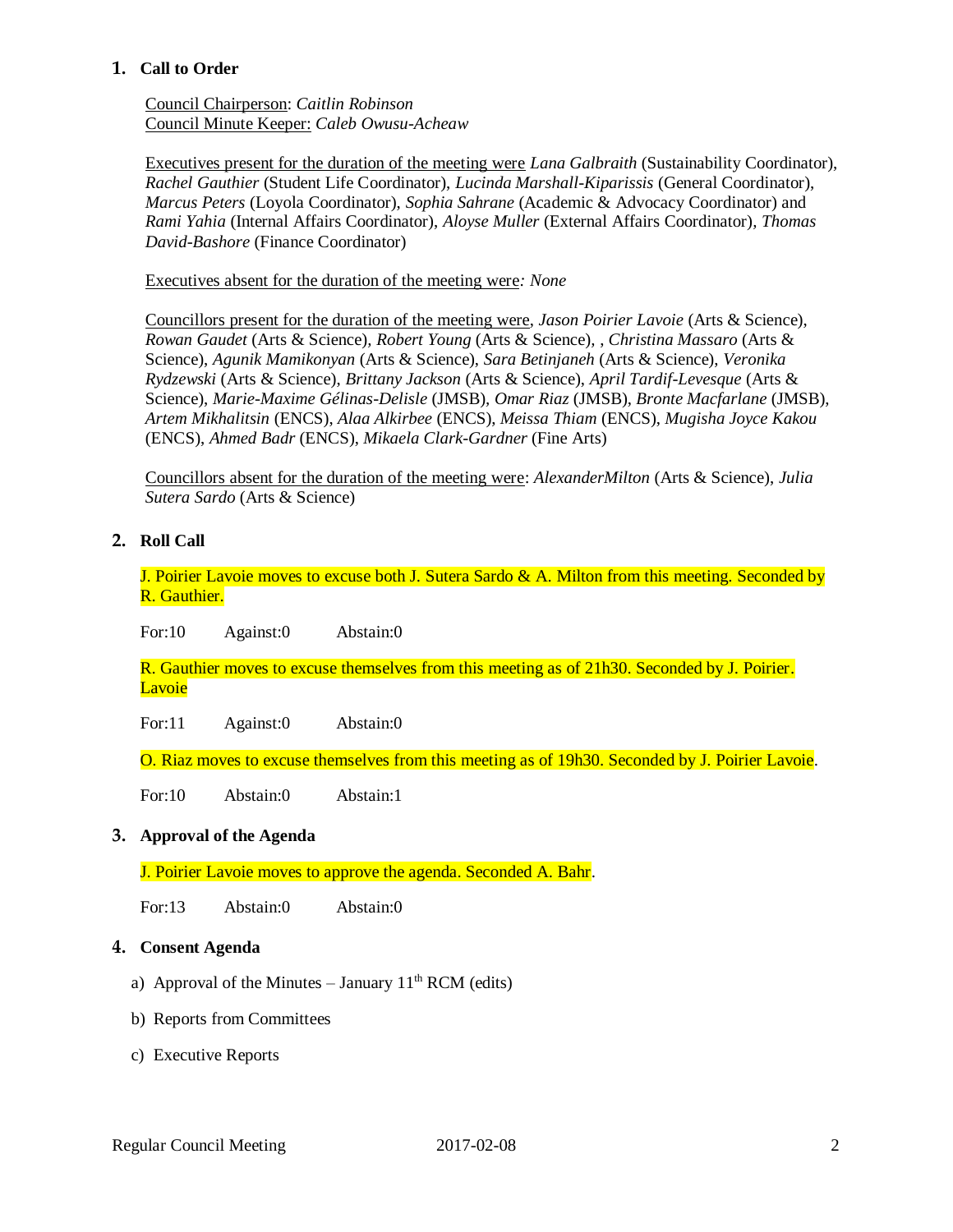## 1. Call to Order

Council Chairperson: *Caitlin Robinson*
Council Minute Keeper: *Caleb Owusu-Acheaw*

Executives present for the duration of the meeting were *Lana Galbraith* (Sustainability Coordinator), *Rachel Gauthier* (Student Life Coordinator), *Lucinda Marshall-Kiparissis* (General Coordinator), *Marcus Peters* (Loyola Coordinator), *Sophia Sahrane* (Academic & Advocacy Coordinator) and *Rami Yahia* (Internal Affairs Coordinator), *Aloyse Muller* (External Affairs Coordinator), *Thomas David-Bashore* (Finance Coordinator)

Executives absent for the duration of the meeting were*: None*

Councillors present for the duration of the meeting were, *Jason Poirier Lavoie* (Arts & Science), *Rowan Gaudet* (Arts & Science), *Robert Young* (Arts & Science), , *Christina Massaro* (Arts & Science), *Agunik Mamikonyan* (Arts & Science), *Sara Betinjaneh* (Arts & Science), *Veronika Rydzewski* (Arts & Science), *Brittany Jackson* (Arts & Science), *April Tardif-Levesque* (Arts & Science), *Marie-Maxime Gélinas-Delisle* (JMSB), *Omar Riaz* (JMSB), *Bronte Macfarlane* (JMSB), *Artem Mikhalitsin* (ENCS), *Alaa Alkirbee* (ENCS), *Meissa Thiam* (ENCS), *Mugisha Joyce Kakou* (ENCS), *Ahmed Badr* (ENCS), *Mikaela Clark-Gardner* (Fine Arts)

Councillors absent for the duration of the meeting were: *AlexanderMilton* (Arts & Science), *Julia Sutera Sardo* (Arts & Science)

## 2. Roll Call

J. Poirier Lavoie moves to excuse both J. Sutera Sardo & A. Milton from this meeting. Seconded by R. Gauthier.

For:10 Against:0 Abstain:0

R. Gauthier moves to excuse themselves from this meeting as of 21h30. Seconded by J. Poirier. Lavoie

For:11 Against:0 Abstain:0

O. Riaz moves to excuse themselves from this meeting as of 19h30. Seconded by J. Poirier Lavoie.

For:10 Abstain:0 Abstain:1

## 3. Approval of the Agenda

J. Poirier Lavoie moves to approve the agenda. Seconded A. Bahr.

For:13 Abstain:0 Abstain:0

## 4. Consent Agenda

a) Approval of the Minutes – January 11th RCM (edits)

b) Reports from Committees

c) Executive Reports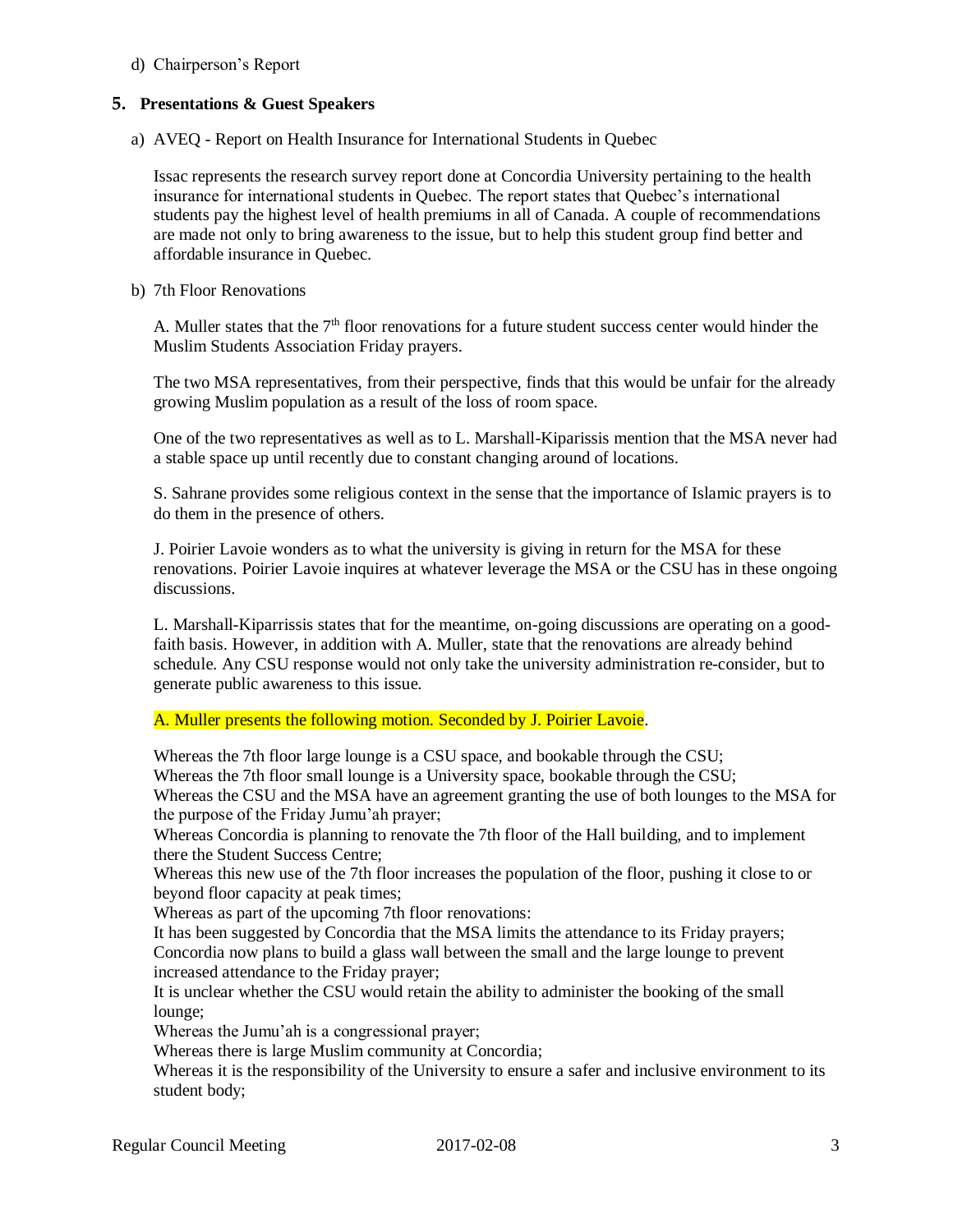d) Chairperson's Report

## 5. Presentations & Guest Speakers

a) AVEQ - Report on Health Insurance for International Students in Quebec

Issac represents the research survey report done at Concordia University pertaining to the health insurance for international students in Quebec. The report states that Quebec's international students pay the highest level of health premiums in all of Canada. A couple of recommendations are made not only to bring awareness to the issue, but to help this student group find better and affordable insurance in Quebec.

b) 7th Floor Renovations

A. Muller states that the 7th floor renovations for a future student success center would hinder the Muslim Students Association Friday prayers.

The two MSA representatives, from their perspective, finds that this would be unfair for the already growing Muslim population as a result of the loss of room space.

One of the two representatives as well as to L. Marshall-Kiparissis mention that the MSA never had a stable space up until recently due to constant changing around of locations.

S. Sahrane provides some religious context in the sense that the importance of Islamic prayers is to do them in the presence of others.

J. Poirier Lavoie wonders as to what the university is giving in return for the MSA for these renovations. Poirier Lavoie inquires at whatever leverage the MSA or the CSU has in these ongoing discussions.

L. Marshall-Kiparrissis states that for the meantime, on-going discussions are operating on a good-faith basis. However, in addition with A. Muller, state that the renovations are already behind schedule. Any CSU response would not only take the university administration re-consider, but to generate public awareness to this issue.

A. Muller presents the following motion. Seconded by J. Poirier Lavoie.

Whereas the 7th floor large lounge is a CSU space, and bookable through the CSU;
Whereas the 7th floor small lounge is a University space, bookable through the CSU;
Whereas the CSU and the MSA have an agreement granting the use of both lounges to the MSA for the purpose of the Friday Jumu'ah prayer;
Whereas Concordia is planning to renovate the 7th floor of the Hall building, and to implement there the Student Success Centre;
Whereas this new use of the 7th floor increases the population of the floor, pushing it close to or beyond floor capacity at peak times;
Whereas as part of the upcoming 7th floor renovations:
It has been suggested by Concordia that the MSA limits the attendance to its Friday prayers;
Concordia now plans to build a glass wall between the small and the large lounge to prevent increased attendance to the Friday prayer;
It is unclear whether the CSU would retain the ability to administer the booking of the small lounge;
Whereas the Jumu'ah is a congressional prayer;
Whereas there is large Muslim community at Concordia;
Whereas it is the responsibility of the University to ensure a safer and inclusive environment to its student body;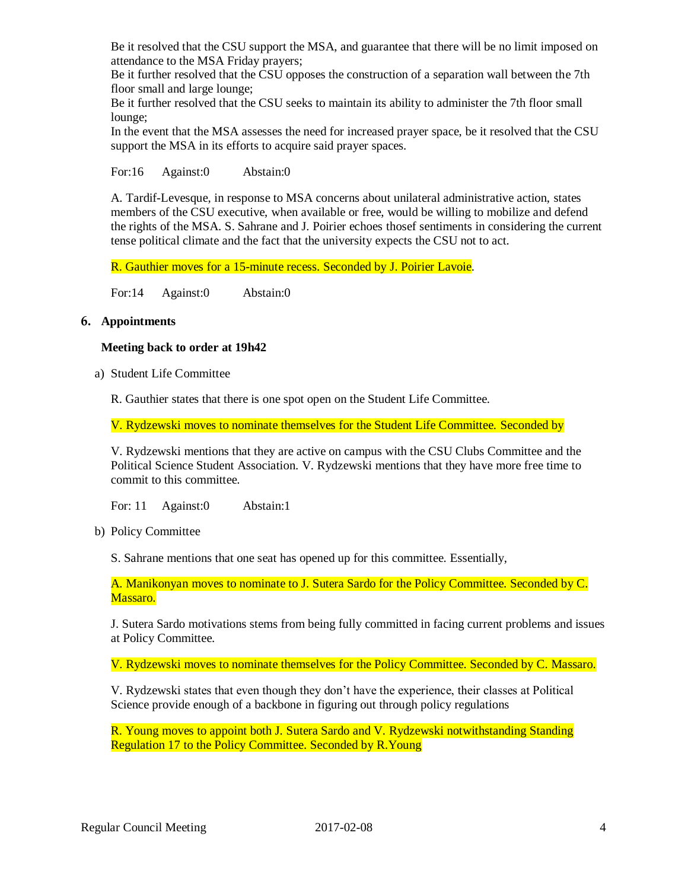Be it resolved that the CSU support the MSA, and guarantee that there will be no limit imposed on attendance to the MSA Friday prayers;
Be it further resolved that the CSU opposes the construction of a separation wall between the 7th floor small and large lounge;
Be it further resolved that the CSU seeks to maintain its ability to administer the 7th floor small lounge;
In the event that the MSA assesses the need for increased prayer space, be it resolved that the CSU support the MSA in its efforts to acquire said prayer spaces.

For:16 Against:0 Abstain:0

A. Tardif-Levesque, in response to MSA concerns about unilateral administrative action, states members of the CSU executive, when available or free, would be willing to mobilize and defend the rights of the MSA. S. Sahrane and J. Poirier echoes thosef sentiments in considering the current tense political climate and the fact that the university expects the CSU not to act.

R. Gauthier moves for a 15-minute recess. Seconded by J. Poirier Lavoie.

For:14 Against:0 Abstain:0

## 6. Appointments

**Meeting back to order at 19h42**

a) Student Life Committee

R. Gauthier states that there is one spot open on the Student Life Committee.

V. Rydzewski moves to nominate themselves for the Student Life Committee. Seconded by

V. Rydzewski mentions that they are active on campus with the CSU Clubs Committee and the Political Science Student Association. V. Rydzewski mentions that they have more free time to commit to this committee.

For: 11 Against:0 Abstain:1

b) Policy Committee

S. Sahrane mentions that one seat has opened up for this committee. Essentially,

A. Manikonyan moves to nominate to J. Sutera Sardo for the Policy Committee. Seconded by C. Massaro.

J. Sutera Sardo motivations stems from being fully committed in facing current problems and issues at Policy Committee.

V. Rydzewski moves to nominate themselves for the Policy Committee. Seconded by C. Massaro.

V. Rydzewski states that even though they don't have the experience, their classes at Political Science provide enough of a backbone in figuring out through policy regulations

R. Young moves to appoint both J. Sutera Sardo and V. Rydzewski notwithstanding Standing Regulation 17 to the Policy Committee. Seconded by R.Young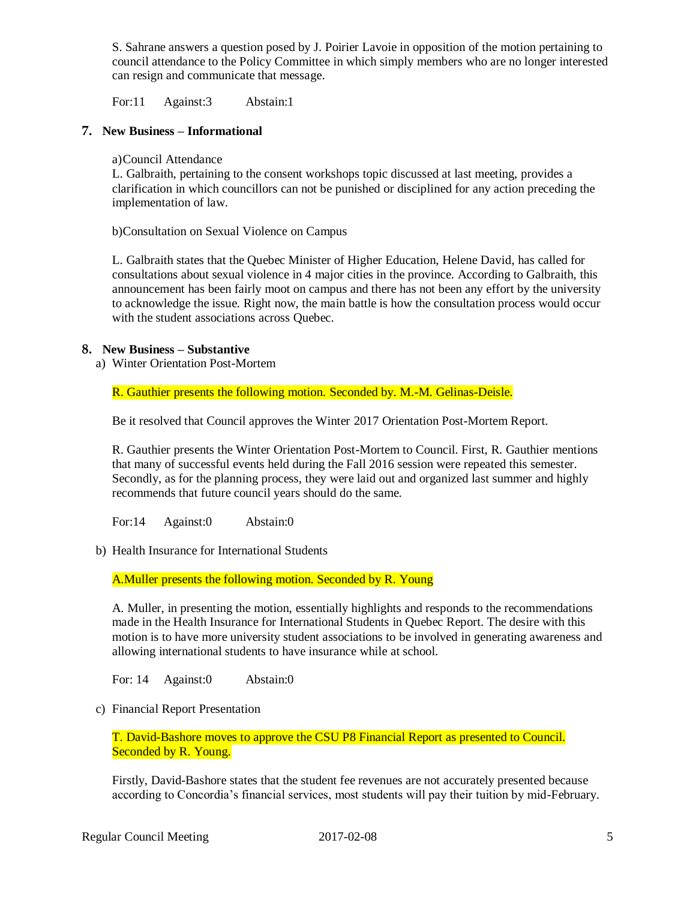S. Sahrane answers a question posed by J. Poirier Lavoie in opposition of the motion pertaining to council attendance to the Policy Committee in which simply members who are no longer interested can resign and communicate that message.

For:11 Against:3 Abstain:1

## 7. New Business – Informational

a) Council Attendance

L. Galbraith, pertaining to the consent workshops topic discussed at last meeting, provides a clarification in which councillors can not be punished or disciplined for any action preceding the implementation of law.

b) Consultation on Sexual Violence on Campus

L. Galbraith states that the Quebec Minister of Higher Education, Helene David, has called for consultations about sexual violence in 4 major cities in the province. According to Galbraith, this announcement has been fairly moot on campus and there has not been any effort by the university to acknowledge the issue. Right now, the main battle is how the consultation process would occur with the student associations across Quebec.

## 8. New Business – Substantive

a) Winter Orientation Post-Mortem

R. Gauthier presents the following motion. Seconded by. M.-M. Gelinas-Deisle.

Be it resolved that Council approves the Winter 2017 Orientation Post-Mortem Report.

R. Gauthier presents the Winter Orientation Post-Mortem to Council. First, R. Gauthier mentions that many of successful events held during the Fall 2016 session were repeated this semester. Secondly, as for the planning process, they were laid out and organized last summer and highly recommends that future council years should do the same.

For:14 Against:0 Abstain:0

b) Health Insurance for International Students

A.Muller presents the following motion. Seconded by R. Young

A. Muller, in presenting the motion, essentially highlights and responds to the recommendations made in the Health Insurance for International Students in Quebec Report. The desire with this motion is to have more university student associations to be involved in generating awareness and allowing international students to have insurance while at school.

For: 14 Against:0 Abstain:0

c) Financial Report Presentation

T. David-Bashore moves to approve the CSU P8 Financial Report as presented to Council. Seconded by R. Young.

Firstly, David-Bashore states that the student fee revenues are not accurately presented because according to Concordia's financial services, most students will pay their tuition by mid-February.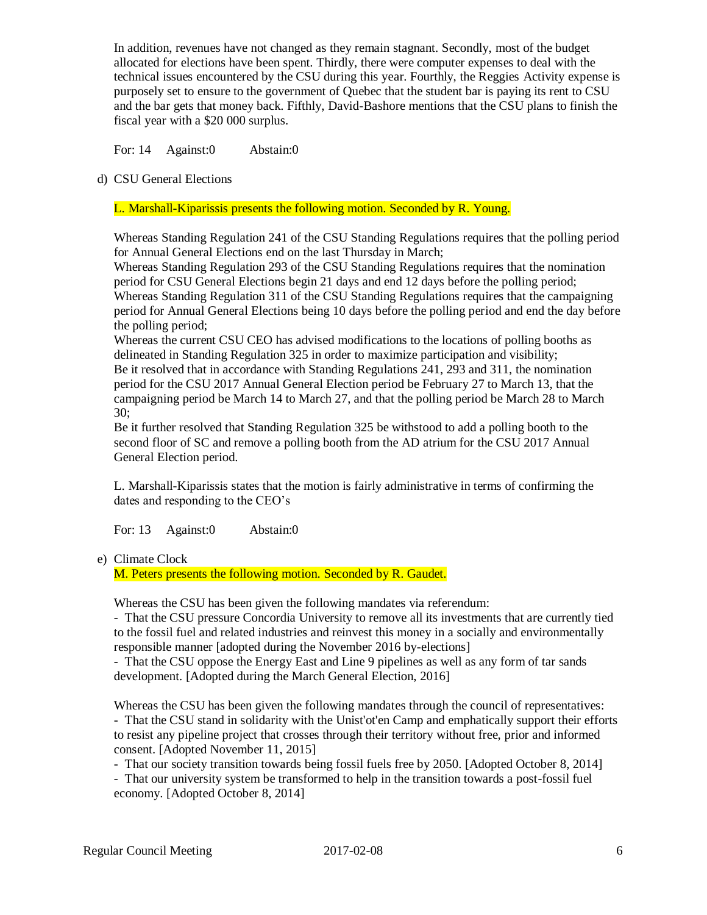In addition, revenues have not changed as they remain stagnant. Secondly, most of the budget allocated for elections have been spent. Thirdly, there were computer expenses to deal with the technical issues encountered by the CSU during this year. Fourthly, the Reggies Activity expense is purposely set to ensure to the government of Quebec that the student bar is paying its rent to CSU and the bar gets that money back. Fifthly, David-Bashore mentions that the CSU plans to finish the fiscal year with a $20 000 surplus.

For: 14 Against:0 Abstain:0

d) CSU General Elections

L. Marshall-Kiparissis presents the following motion. Seconded by R. Young.

Whereas Standing Regulation 241 of the CSU Standing Regulations requires that the polling period for Annual General Elections end on the last Thursday in March;
Whereas Standing Regulation 293 of the CSU Standing Regulations requires that the nomination period for CSU General Elections begin 21 days and end 12 days before the polling period;
Whereas Standing Regulation 311 of the CSU Standing Regulations requires that the campaigning period for Annual General Elections being 10 days before the polling period and end the day before the polling period;
Whereas the current CSU CEO has advised modifications to the locations of polling booths as delineated in Standing Regulation 325 in order to maximize participation and visibility;
Be it resolved that in accordance with Standing Regulations 241, 293 and 311, the nomination period for the CSU 2017 Annual General Election period be February 27 to March 13, that the campaigning period be March 14 to March 27, and that the polling period be March 28 to March 30;
Be it further resolved that Standing Regulation 325 be withstood to add a polling booth to the second floor of SC and remove a polling booth from the AD atrium for the CSU 2017 Annual General Election period.

L. Marshall-Kiparissis states that the motion is fairly administrative in terms of confirming the dates and responding to the CEO's

For: 13 Against:0 Abstain:0

e) Climate Clock
M. Peters presents the following motion. Seconded by R. Gaudet.

Whereas the CSU has been given the following mandates via referendum:
- That the CSU pressure Concordia University to remove all its investments that are currently tied to the fossil fuel and related industries and reinvest this money in a socially and environmentally responsible manner [adopted during the November 2016 by-elections]
- That the CSU oppose the Energy East and Line 9 pipelines as well as any form of tar sands development. [Adopted during the March General Election, 2016]

Whereas the CSU has been given the following mandates through the council of representatives:
- That the CSU stand in solidarity with the Unist'ot'en Camp and emphatically support their efforts to resist any pipeline project that crosses through their territory without free, prior and informed consent. [Adopted November 11, 2015]
- That our society transition towards being fossil fuels free by 2050. [Adopted October 8, 2014]
- That our university system be transformed to help in the transition towards a post-fossil fuel economy. [Adopted October 8, 2014]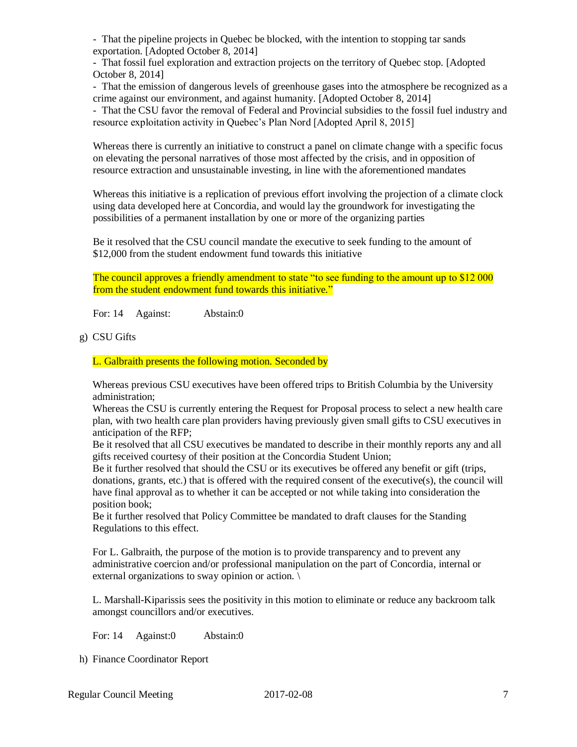- That the pipeline projects in Quebec be blocked, with the intention to stopping tar sands exportation. [Adopted October 8, 2014]
- That fossil fuel exploration and extraction projects on the territory of Quebec stop. [Adopted October 8, 2014]
- That the emission of dangerous levels of greenhouse gases into the atmosphere be recognized as a crime against our environment, and against humanity. [Adopted October 8, 2014]
- That the CSU favor the removal of Federal and Provincial subsidies to the fossil fuel industry and resource exploitation activity in Quebec's Plan Nord [Adopted April 8, 2015]

Whereas there is currently an initiative to construct a panel on climate change with a specific focus on elevating the personal narratives of those most affected by the crisis, and in opposition of resource extraction and unsustainable investing, in line with the aforementioned mandates

Whereas this initiative is a replication of previous effort involving the projection of a climate clock using data developed here at Concordia, and would lay the groundwork for investigating the possibilities of a permanent installation by one or more of the organizing parties

Be it resolved that the CSU council mandate the executive to seek funding to the amount of $12,000 from the student endowment fund towards this initiative

The council approves a friendly amendment to state "to see funding to the amount up to $12 000 from the student endowment fund towards this initiative."

For: 14 Against: Abstain:0

g) CSU Gifts

L. Galbraith presents the following motion. Seconded by

Whereas previous CSU executives have been offered trips to British Columbia by the University administration;
Whereas the CSU is currently entering the Request for Proposal process to select a new health care plan, with two health care plan providers having previously given small gifts to CSU executives in anticipation of the RFP;
Be it resolved that all CSU executives be mandated to describe in their monthly reports any and all gifts received courtesy of their position at the Concordia Student Union;
Be it further resolved that should the CSU or its executives be offered any benefit or gift (trips, donations, grants, etc.) that is offered with the required consent of the executive(s), the council will have final approval as to whether it can be accepted or not while taking into consideration the position book;
Be it further resolved that Policy Committee be mandated to draft clauses for the Standing Regulations to this effect.

For L. Galbraith, the purpose of the motion is to provide transparency and to prevent any administrative coercion and/or professional manipulation on the part of Concordia, internal or external organizations to sway opinion or action. \

L. Marshall-Kiparissis sees the positivity in this motion to eliminate or reduce any backroom talk amongst councillors and/or executives.

For: 14 Against:0 Abstain:0

h) Finance Coordinator Report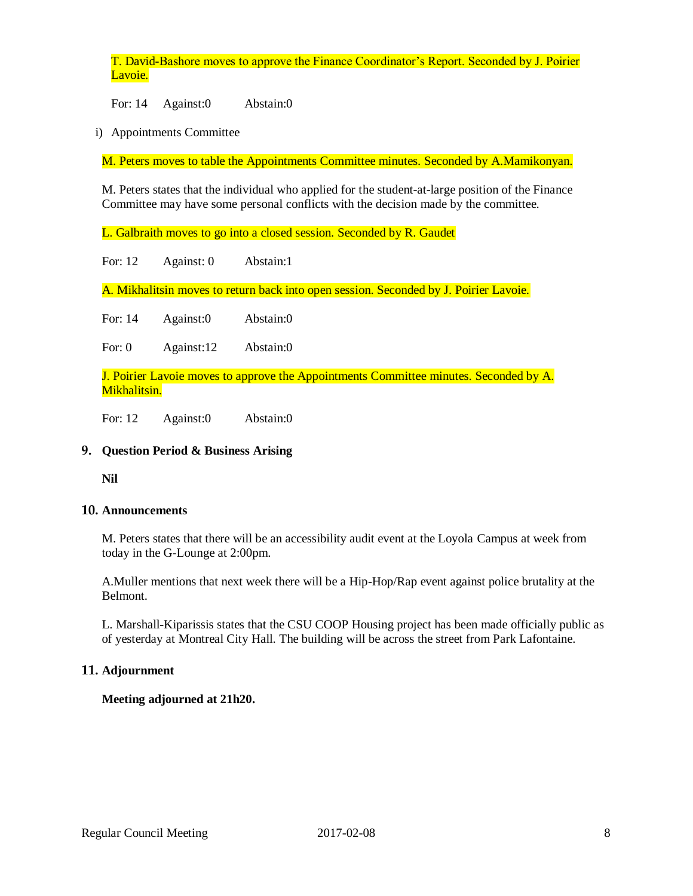T. David-Bashore moves to approve the Finance Coordinator's Report. Seconded by J. Poirier Lavoie.

For: 14 Against:0 Abstain:0

i) Appointments Committee

M. Peters moves to table the Appointments Committee minutes. Seconded by A.Mamikonyan.

M. Peters states that the individual who applied for the student-at-large position of the Finance Committee may have some personal conflicts with the decision made by the committee.

L. Galbraith moves to go into a closed session. Seconded by R. Gaudet

For: 12 Against: 0 Abstain:1

A. Mikhalitsin moves to return back into open session. Seconded by J. Poirier Lavoie.

For: 14 Against:0 Abstain:0

For: 0 Against:12 Abstain:0

J. Poirier Lavoie moves to approve the Appointments Committee minutes. Seconded by A. Mikhalitsin.

For: 12 Against:0 Abstain:0

## 9. Question Period & Business Arising

**Nil**

## 10. Announcements

M. Peters states that there will be an accessibility audit event at the Loyola Campus at week from today in the G-Lounge at 2:00pm.

A.Muller mentions that next week there will be a Hip-Hop/Rap event against police brutality at the Belmont.

L. Marshall-Kiparissis states that the CSU COOP Housing project has been made officially public as of yesterday at Montreal City Hall. The building will be across the street from Park Lafontaine.

## 11. Adjournment

**Meeting adjourned at 21h20.**